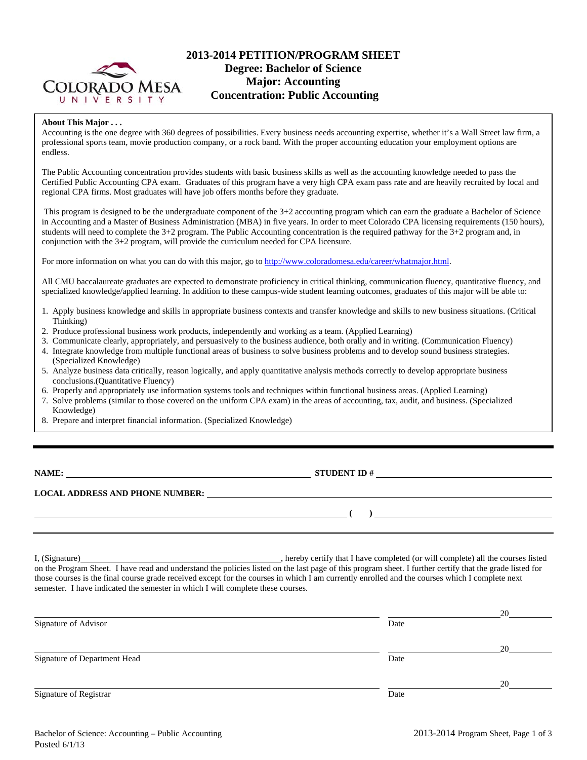# 2013-2014 PETITION/PROGRAM SHEET
## Degree: Bachelor of Science
## Major: Accounting
## Concentration: Public Accounting

**About This Major . . .**

Accounting is the one degree with 360 degrees of possibilities. Every business needs accounting expertise, whether it's a Wall Street law firm, a professional sports team, movie production company, or a rock band. With the proper accounting education your employment options are endless.

The Public Accounting concentration provides students with basic business skills as well as the accounting knowledge needed to pass the Certified Public Accounting CPA exam. Graduates of this program have a very high CPA exam pass rate and are heavily recruited by local and regional CPA firms. Most graduates will have job offers months before they graduate.

This program is designed to be the undergraduate component of the 3+2 accounting program which can earn the graduate a Bachelor of Science in Accounting and a Master of Business Administration (MBA) in five years. In order to meet Colorado CPA licensing requirements (150 hours), students will need to complete the 3+2 program. The Public Accounting concentration is the required pathway for the 3+2 program and, in conjunction with the 3+2 program, will provide the curriculum needed for CPA licensure.

For more information on what you can do with this major, go to http://www.coloradomesa.edu/career/whatmajor.html.

All CMU baccalaureate graduates are expected to demonstrate proficiency in critical thinking, communication fluency, quantitative fluency, and specialized knowledge/applied learning. In addition to these campus-wide student learning outcomes, graduates of this major will be able to:

1. Apply business knowledge and skills in appropriate business contexts and transfer knowledge and skills to new business situations. (Critical Thinking)
2. Produce professional business work products, independently and working as a team. (Applied Learning)
3. Communicate clearly, appropriately, and persuasively to the business audience, both orally and in writing. (Communication Fluency)
4. Integrate knowledge from multiple functional areas of business to solve business problems and to develop sound business strategies. (Specialized Knowledge)
5. Analyze business data critically, reason logically, and apply quantitative analysis methods correctly to develop appropriate business conclusions.(Quantitative Fluency)
6. Properly and appropriately use information systems tools and techniques within functional business areas. (Applied Learning)
7. Solve problems (similar to those covered on the uniform CPA exam) in the areas of accounting, tax, audit, and business. (Specialized Knowledge)
8. Prepare and interpret financial information. (Specialized Knowledge)

---

**NAME:** ______________________________ **STUDENT ID #** ______________________________

**LOCAL ADDRESS AND PHONE NUMBER:** ______________________________

______________________________ **( )** ______________________________

---

I, (Signature)______________________________, hereby certify that I have completed (or will complete) all the courses listed on the Program Sheet. I have read and understand the policies listed on the last page of this program sheet. I further certify that the grade listed for those courses is the final course grade received except for the courses in which I am currently enrolled and the courses which I complete next semester. I have indicated the semester in which I will complete these courses.

______________________________ ______________ 20______
Signature of Advisor Date

______________________________ ______________ 20______
Signature of Department Head Date

______________________________ ______________ 20______
Signature of Registrar Date

Bachelor of Science: Accounting – Public Accounting
Posted 6/1/13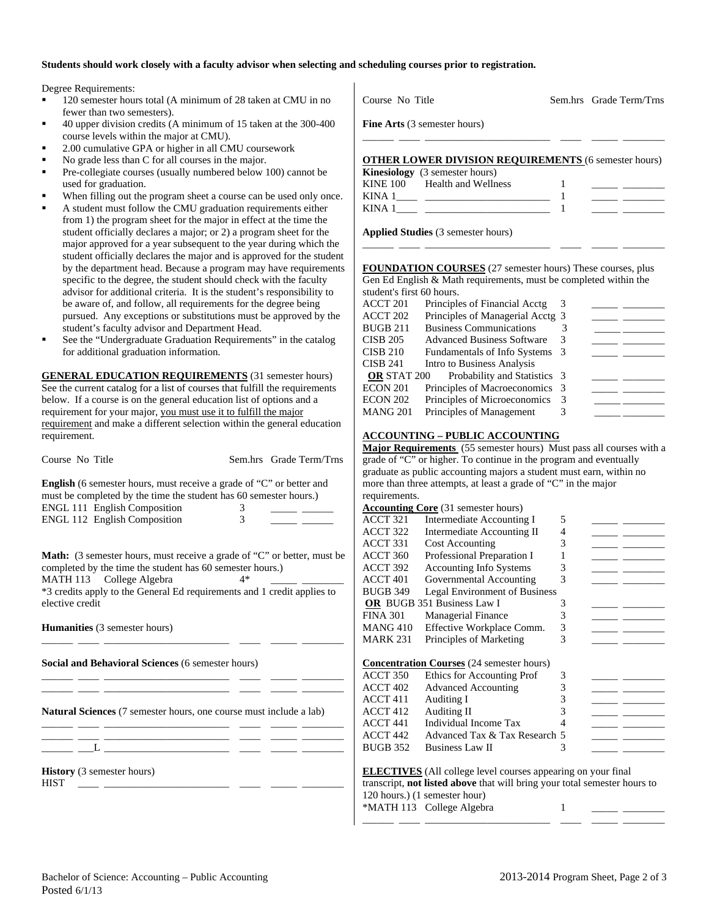**Students should work closely with a faculty advisor when selecting and scheduling courses prior to registration.**

Degree Requirements:

- 120 semester hours total (A minimum of 28 taken at CMU in no fewer than two semesters).
- 40 upper division credits (A minimum of 15 taken at the 300-400 course levels within the major at CMU).
- 2.00 cumulative GPA or higher in all CMU coursework
- No grade less than C for all courses in the major.
- Pre-collegiate courses (usually numbered below 100) cannot be used for graduation.
- When filling out the program sheet a course can be used only once.
- A student must follow the CMU graduation requirements either from 1) the program sheet for the major in effect at the time the student officially declares a major; or 2) a program sheet for the major approved for a year subsequent to the year during which the student officially declares the major and is approved for the student by the department head. Because a program may have requirements specific to the degree, the student should check with the faculty advisor for additional criteria. It is the student's responsibility to be aware of, and follow, all requirements for the degree being pursued. Any exceptions or substitutions must be approved by the student's faculty advisor and Department Head.
- See the "Undergraduate Graduation Requirements" in the catalog for additional graduation information.

**GENERAL EDUCATION REQUIREMENTS** (31 semester hours) See the current catalog for a list of courses that fulfill the requirements below. If a course is on the general education list of options and a requirement for your major, you must use it to fulfill the major requirement and make a different selection within the general education requirement.

| Course No | Title | Sem.hrs | Grade | Term/Trns |
|---|---|---|---|---|
| **English** (6 semester hours, must receive a grade of "C" or better and must be completed by the time the student has 60 semester hours.) | | | | |
| ENGL 111 | English Composition | 3 | | |
| ENGL 112 | English Composition | 3 | | |
| **Math:** (3 semester hours, must receive a grade of "C" or better, must be completed by the time the student has 60 semester hours.) | | | | |
| MATH 113 | College Algebra | 4* | | |
| *3 credits apply to the General Ed requirements and 1 credit applies to elective credit | | | | |
| **Humanities** (3 semester hours) | | | | |
| | | | | |
| **Social and Behavioral Sciences** (6 semester hours) | | | | |
| | | | | |
| | | | | |
| **Natural Sciences** (7 semester hours, one course must include a lab) | | | | |
| | | | | |
| | | | | |
| ___L | | | | |
| **History** (3 semester hours) | | | | |
| HIST ____ | | | | |

| Course No | Title | Sem.hrs | Grade | Term/Trns |
|---|---|---|---|---|
| **Fine Arts** (3 semester hours) | | | | |
| | | | | |

**OTHER LOWER DIVISION REQUIREMENTS** (6 semester hours)

| Course No | Title | Sem.hrs | Grade | Term/Trns |
|---|---|---|---|---|
| **Kinesiology** (3 semester hours) | | | | |
| KINE 100 | Health and Wellness | 1 | | |
| KINA 1____ | | 1 | | |
| KINA 1____ | | 1 | | |
| **Applied Studies** (3 semester hours) | | | | |
| | | | | |

**FOUNDATION COURSES** (27 semester hours) These courses, plus Gen Ed English & Math requirements, must be completed within the student's first 60 hours.

| Course No | Title | Sem.hrs | Grade | Term/Trns |
|---|---|---|---|---|
| ACCT 201 | Principles of Financial Acctg | 3 | | |
| ACCT 202 | Principles of Managerial Acctg | 3 | | |
| BUGB 211 | Business Communications | 3 | | |
| CISB 205 | Advanced Business Software | 3 | | |
| CISB 210 | Fundamentals of Info Systems | 3 | | |
| CISB 241 **OR** STAT 200 | Intro to Business Analysis **OR** Probability and Statistics | 3 | | |
| ECON 201 | Principles of Macroeconomics | 3 | | |
| ECON 202 | Principles of Microeconomics | 3 | | |
| MANG 201 | Principles of Management | 3 | | |

**ACCOUNTING – PUBLIC ACCOUNTING**

**Major Requirements** (55 semester hours) Must pass all courses with a grade of "C" or higher. To continue in the program and eventually graduate as public accounting majors a student must earn, within no more than three attempts, at least a grade of "C" in the major requirements.

**Accounting Core** (31 semester hours)

| Course No | Title | Sem.hrs | Grade | Term/Trns |
|---|---|---|---|---|
| ACCT 321 | Intermediate Accounting I | 5 | | |
| ACCT 322 | Intermediate Accounting II | 4 | | |
| ACCT 331 | Cost Accounting | 3 | | |
| ACCT 360 | Professional Preparation I | 1 | | |
| ACCT 392 | Accounting Info Systems | 3 | | |
| ACCT 401 | Governmental Accounting | 3 | | |
| BUGB 349 **OR** BUGB 351 | Legal Environment of Business **OR** Business Law I | 3 | | |
| FINA 301 | Managerial Finance | 3 | | |
| MANG 410 | Effective Workplace Comm. | 3 | | |
| MARK 231 | Principles of Marketing | 3 | | |

**Concentration Courses** (24 semester hours)

| Course No | Title | Sem.hrs | Grade | Term/Trns |
|---|---|---|---|---|
| ACCT 350 | Ethics for Accounting Prof | 3 | | |
| ACCT 402 | Advanced Accounting | 3 | | |
| ACCT 411 | Auditing I | 3 | | |
| ACCT 412 | Auditing II | 3 | | |
| ACCT 441 | Individual Income Tax | 4 | | |
| ACCT 442 | Advanced Tax & Tax Research | 5 | | |
| BUGB 352 | Business Law II | 3 | | |

**ELECTIVES** (All college level courses appearing on your final transcript, **not listed above** that will bring your total semester hours to 120 hours.) (1 semester hour)

| Course No | Title | Sem.hrs | Grade | Term/Trns |
|---|---|---|---|---|
| *MATH 113 | College Algebra | 1 | | |
| | | | | |

Bachelor of Science: Accounting – Public Accounting
Posted 6/1/13

2013-2014 Program Sheet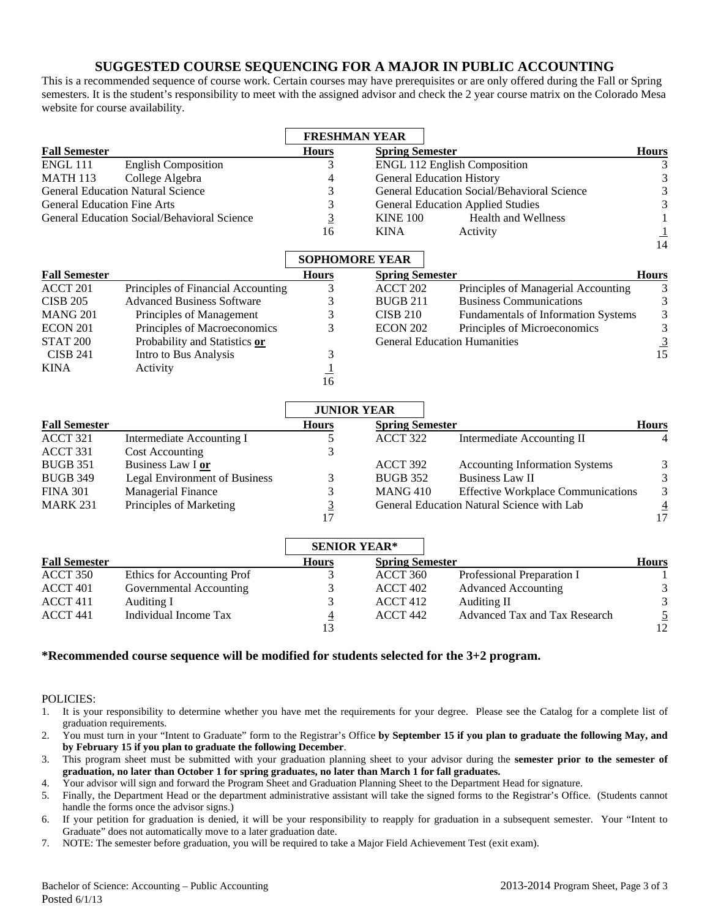# SUGGESTED COURSE SEQUENCING FOR A MAJOR IN PUBLIC ACCOUNTING

This is a recommended sequence of course work. Certain courses may have prerequisites or are only offered during the Fall or Spring semesters. It is the student's responsibility to meet with the assigned advisor and check the 2 year course matrix on the Colorado Mesa website for course availability.

## FRESHMAN YEAR

| Fall Semester | | Hours | Spring Semester | | Hours |
|---|---|---|---|---|---|
| ENGL 111 | English Composition | 3 | ENGL 112 English Composition | | 3 |
| MATH 113 | College Algebra | 4 | General Education History | | 3 |
| General Education Natural Science | | 3 | General Education Social/Behavioral Science | | 3 |
| General Education Fine Arts | | 3 | General Education Applied Studies | | 3 |
| General Education Social/Behavioral Science | | 3 | KINE 100 | Health and Wellness | 1 |
| | | 16 | KINA | Activity | 1 |
| | | | | | 14 |

## SOPHOMORE YEAR

| Fall Semester | | Hours | Spring Semester | | Hours |
|---|---|---|---|---|---|
| ACCT 201 | Principles of Financial Accounting | 3 | ACCT 202 | Principles of Managerial Accounting | 3 |
| CISB 205 | Advanced Business Software | 3 | BUGB 211 | Business Communications | 3 |
| MANG 201 | Principles of Management | 3 | CISB 210 | Fundamentals of Information Systems | 3 |
| ECON 201 | Principles of Macroeconomics | 3 | ECON 202 | Principles of Microeconomics | 3 |
| STAT 200 | Probability and Statistics **or** | | General Education Humanities | | 3 |
| CISB 241 | Intro to Bus Analysis | 3 | | | 15 |
| KINA | Activity | 1 | | | |
| | | 16 | | | |

## JUNIOR YEAR

| Fall Semester | | Hours | Spring Semester | | Hours |
|---|---|---|---|---|---|
| ACCT 321 | Intermediate Accounting I | 5 | ACCT 322 | Intermediate Accounting II | 4 |
| ACCT 331 | Cost Accounting | 3 | | | |
| BUGB 351 | Business Law I **or** | | ACCT 392 | Accounting Information Systems | 3 |
| BUGB 349 | Legal Environment of Business | 3 | BUGB 352 | Business Law II | 3 |
| FINA 301 | Managerial Finance | 3 | MANG 410 | Effective Workplace Communications | 3 |
| MARK 231 | Principles of Marketing | 3 | General Education Natural Science with Lab | | 4 |
| | | 17 | | | 17 |

## SENIOR YEAR*

| Fall Semester | | Hours | Spring Semester | | Hours |
|---|---|---|---|---|---|
| ACCT 350 | Ethics for Accounting Prof | 3 | ACCT 360 | Professional Preparation I | 1 |
| ACCT 401 | Governmental Accounting | 3 | ACCT 402 | Advanced Accounting | 3 |
| ACCT 411 | Auditing I | 3 | ACCT 412 | Auditing II | 3 |
| ACCT 441 | Individual Income Tax | 4 | ACCT 442 | Advanced Tax and Tax Research | 5 |
| | | 13 | | | 12 |

**\*Recommended course sequence will be modified for students selected for the 3+2 program.**

POLICIES:

1. It is your responsibility to determine whether you have met the requirements for your degree. Please see the Catalog for a complete list of graduation requirements.
2. You must turn in your "Intent to Graduate" form to the Registrar's Office **by September 15 if you plan to graduate the following May, and by February 15 if you plan to graduate the following December**.
3. This program sheet must be submitted with your graduation planning sheet to your advisor during the **semester prior to the semester of graduation, no later than October 1 for spring graduates, no later than March 1 for fall graduates.**
4. Your advisor will sign and forward the Program Sheet and Graduation Planning Sheet to the Department Head for signature.
5. Finally, the Department Head or the department administrative assistant will take the signed forms to the Registrar's Office. (Students cannot handle the forms once the advisor signs.)
6. If your petition for graduation is denied, it will be your responsibility to reapply for graduation in a subsequent semester. Your "Intent to Graduate" does not automatically move to a later graduation date.
7. NOTE: The semester before graduation, you will be required to take a Major Field Achievement Test (exit exam).

Bachelor of Science: Accounting – Public Accounting
Posted 6/1/13